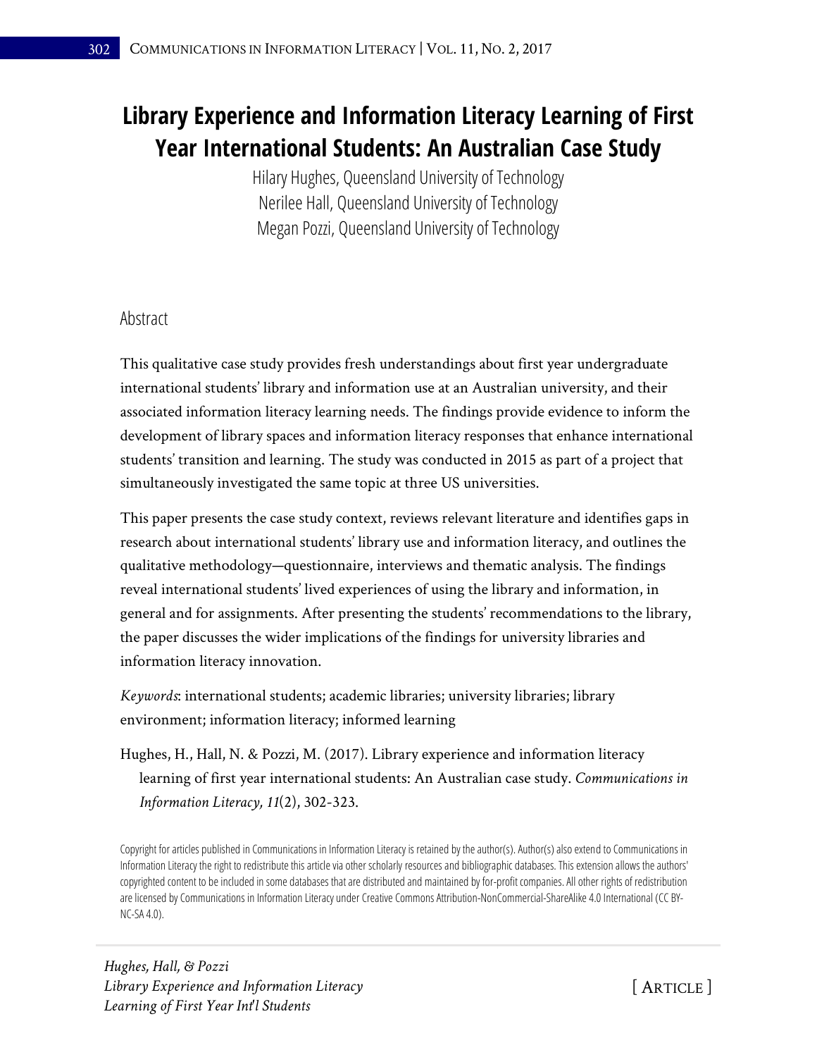# Library Experience and Information Literacy Learning of First Year International Students: An Australian Case Study

Hilary Hughes, Queensland University of Technology
Nerilee Hall, Queensland University of Technology
Megan Pozzi, Queensland University of Technology

## Abstract

This qualitative case study provides fresh understandings about first year undergraduate international students' library and information use at an Australian university, and their associated information literacy learning needs. The findings provide evidence to inform the development of library spaces and information literacy responses that enhance international students' transition and learning. The study was conducted in 2015 as part of a project that simultaneously investigated the same topic at three US universities.

This paper presents the case study context, reviews relevant literature and identifies gaps in research about international students' library use and information literacy, and outlines the qualitative methodology—questionnaire, interviews and thematic analysis. The findings reveal international students' lived experiences of using the library and information, in general and for assignments. After presenting the students' recommendations to the library, the paper discusses the wider implications of the findings for university libraries and information literacy innovation.

*Keywords*: international students; academic libraries; university libraries; library environment; information literacy; informed learning

Hughes, H., Hall, N. & Pozzi, M. (2017). Library experience and information literacy learning of first year international students: An Australian case study. *Communications in Information Literacy, 11*(2), 302-323.

Copyright for articles published in Communications in Information Literacy is retained by the author(s). Author(s) also extend to Communications in Information Literacy the right to redistribute this article via other scholarly resources and bibliographic databases. This extension allows the authors' copyrighted content to be included in some databases that are distributed and maintained by for-profit companies. All other rights of redistribution are licensed by Communications in Information Literacy under Creative Commons Attribution-NonCommercial-ShareAlike 4.0 International (CC BY-NC-SA 4.0).

[ Article ]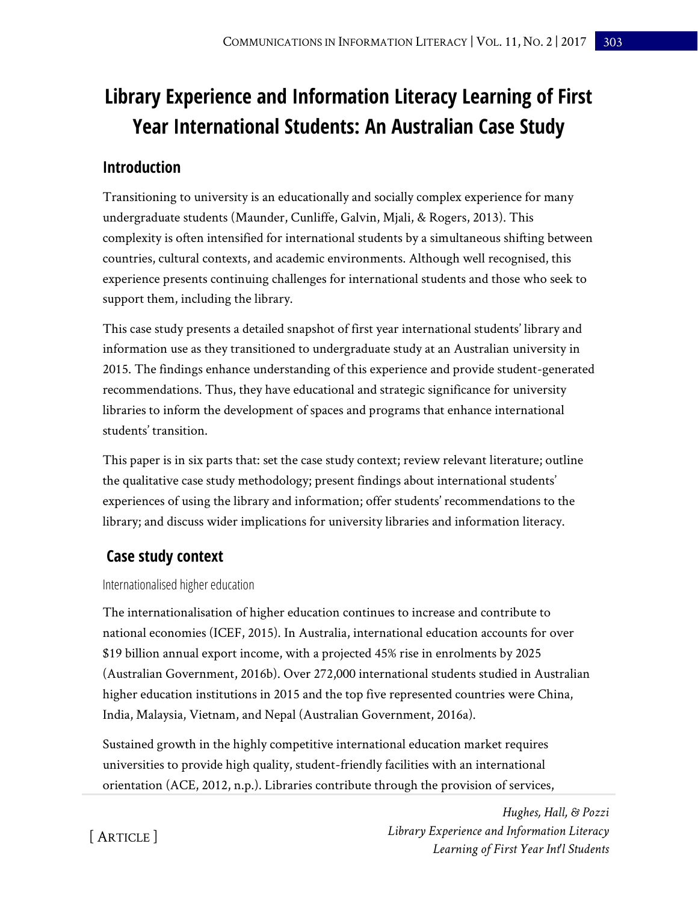# Library Experience and Information Literacy Learning of First Year International Students: An Australian Case Study

## Introduction

Transitioning to university is an educationally and socially complex experience for many undergraduate students (Maunder, Cunliffe, Galvin, Mjali, & Rogers, 2013). This complexity is often intensified for international students by a simultaneous shifting between countries, cultural contexts, and academic environments. Although well recognised, this experience presents continuing challenges for international students and those who seek to support them, including the library.

This case study presents a detailed snapshot of first year international students' library and information use as they transitioned to undergraduate study at an Australian university in 2015. The findings enhance understanding of this experience and provide student-generated recommendations. Thus, they have educational and strategic significance for university libraries to inform the development of spaces and programs that enhance international students' transition.

This paper is in six parts that: set the case study context; review relevant literature; outline the qualitative case study methodology; present findings about international students' experiences of using the library and information; offer students' recommendations to the library; and discuss wider implications for university libraries and information literacy.

## Case study context

### Internationalised higher education

The internationalisation of higher education continues to increase and contribute to national economies (ICEF, 2015). In Australia, international education accounts for over $19 billion annual export income, with a projected 45% rise in enrolments by 2025 (Australian Government, 2016b). Over 272,000 international students studied in Australian higher education institutions in 2015 and the top five represented countries were China, India, Malaysia, Vietnam, and Nepal (Australian Government, 2016a).

Sustained growth in the highly competitive international education market requires universities to provide high quality, student-friendly facilities with an international orientation (ACE, 2012, n.p.). Libraries contribute through the provision of services,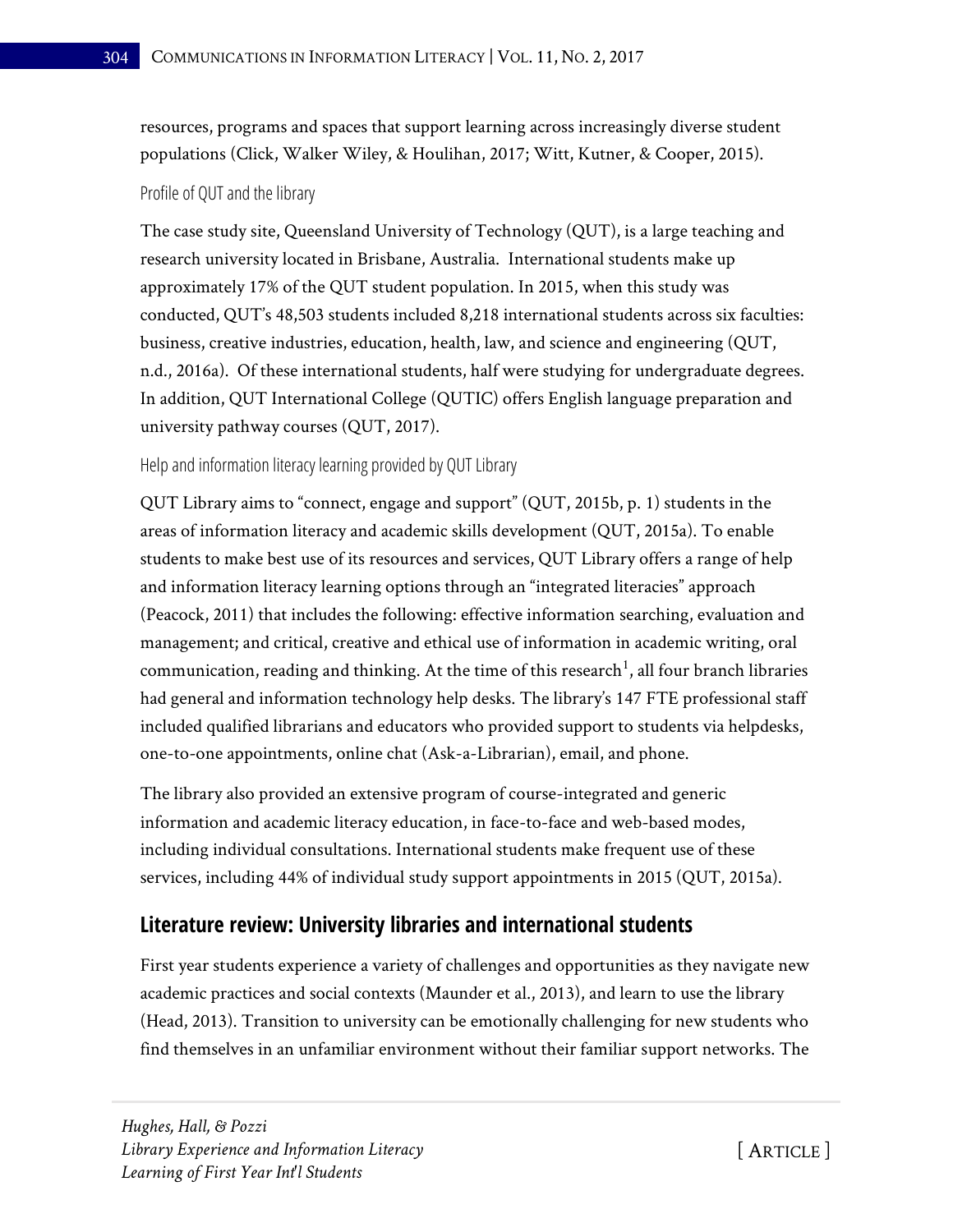resources, programs and spaces that support learning across increasingly diverse student populations (Click, Walker Wiley, & Houlihan, 2017; Witt, Kutner, & Cooper, 2015).

### Profile of QUT and the library

The case study site, Queensland University of Technology (QUT), is a large teaching and research university located in Brisbane, Australia. International students make up approximately 17% of the QUT student population. In 2015, when this study was conducted, QUT's 48,503 students included 8,218 international students across six faculties: business, creative industries, education, health, law, and science and engineering (QUT, n.d., 2016a). Of these international students, half were studying for undergraduate degrees. In addition, QUT International College (QUTIC) offers English language preparation and university pathway courses (QUT, 2017).

### Help and information literacy learning provided by QUT Library

QUT Library aims to "connect, engage and support" (QUT, 2015b, p. 1) students in the areas of information literacy and academic skills development (QUT, 2015a). To enable students to make best use of its resources and services, QUT Library offers a range of help and information literacy learning options through an "integrated literacies" approach (Peacock, 2011) that includes the following: effective information searching, evaluation and management; and critical, creative and ethical use of information in academic writing, oral communication, reading and thinking. At the time of this research[1], all four branch libraries had general and information technology help desks. The library's 147 FTE professional staff included qualified librarians and educators who provided support to students via helpdesks, one-to-one appointments, online chat (Ask-a-Librarian), email, and phone.

The library also provided an extensive program of course-integrated and generic information and academic literacy education, in face-to-face and web-based modes, including individual consultations. International students make frequent use of these services, including 44% of individual study support appointments in 2015 (QUT, 2015a).

## Literature review: University libraries and international students

First year students experience a variety of challenges and opportunities as they navigate new academic practices and social contexts (Maunder et al., 2013), and learn to use the library (Head, 2013). Transition to university can be emotionally challenging for new students who find themselves in an unfamiliar environment without their familiar support networks. The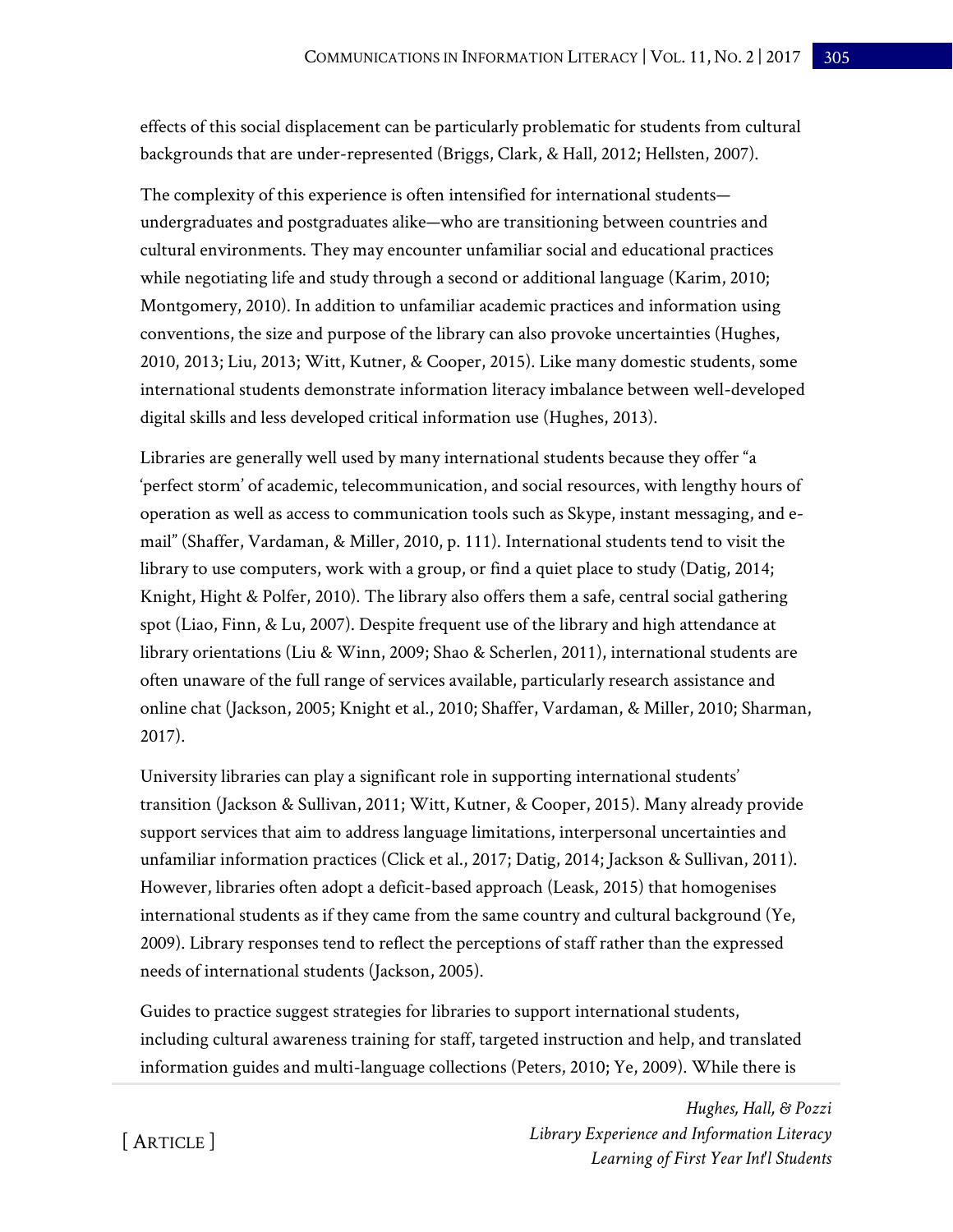effects of this social displacement can be particularly problematic for students from cultural backgrounds that are under-represented (Briggs, Clark, & Hall, 2012; Hellsten, 2007).

The complexity of this experience is often intensified for international students—undergraduates and postgraduates alike—who are transitioning between countries and cultural environments. They may encounter unfamiliar social and educational practices while negotiating life and study through a second or additional language (Karim, 2010; Montgomery, 2010). In addition to unfamiliar academic practices and information using conventions, the size and purpose of the library can also provoke uncertainties (Hughes, 2010, 2013; Liu, 2013; Witt, Kutner, & Cooper, 2015). Like many domestic students, some international students demonstrate information literacy imbalance between well-developed digital skills and less developed critical information use (Hughes, 2013).

Libraries are generally well used by many international students because they offer "a 'perfect storm' of academic, telecommunication, and social resources, with lengthy hours of operation as well as access to communication tools such as Skype, instant messaging, and e-mail" (Shaffer, Vardaman, & Miller, 2010, p. 111). International students tend to visit the library to use computers, work with a group, or find a quiet place to study (Datig, 2014; Knight, Hight & Polfer, 2010). The library also offers them a safe, central social gathering spot (Liao, Finn, & Lu, 2007). Despite frequent use of the library and high attendance at library orientations (Liu & Winn, 2009; Shao & Scherlen, 2011), international students are often unaware of the full range of services available, particularly research assistance and online chat (Jackson, 2005; Knight et al., 2010; Shaffer, Vardaman, & Miller, 2010; Sharman, 2017).

University libraries can play a significant role in supporting international students' transition (Jackson & Sullivan, 2011; Witt, Kutner, & Cooper, 2015). Many already provide support services that aim to address language limitations, interpersonal uncertainties and unfamiliar information practices (Click et al., 2017; Datig, 2014; Jackson & Sullivan, 2011). However, libraries often adopt a deficit-based approach (Leask, 2015) that homogenises international students as if they came from the same country and cultural background (Ye, 2009). Library responses tend to reflect the perceptions of staff rather than the expressed needs of international students (Jackson, 2005).

Guides to practice suggest strategies for libraries to support international students, including cultural awareness training for staff, targeted instruction and help, and translated information guides and multi-language collections (Peters, 2010; Ye, 2009). While there is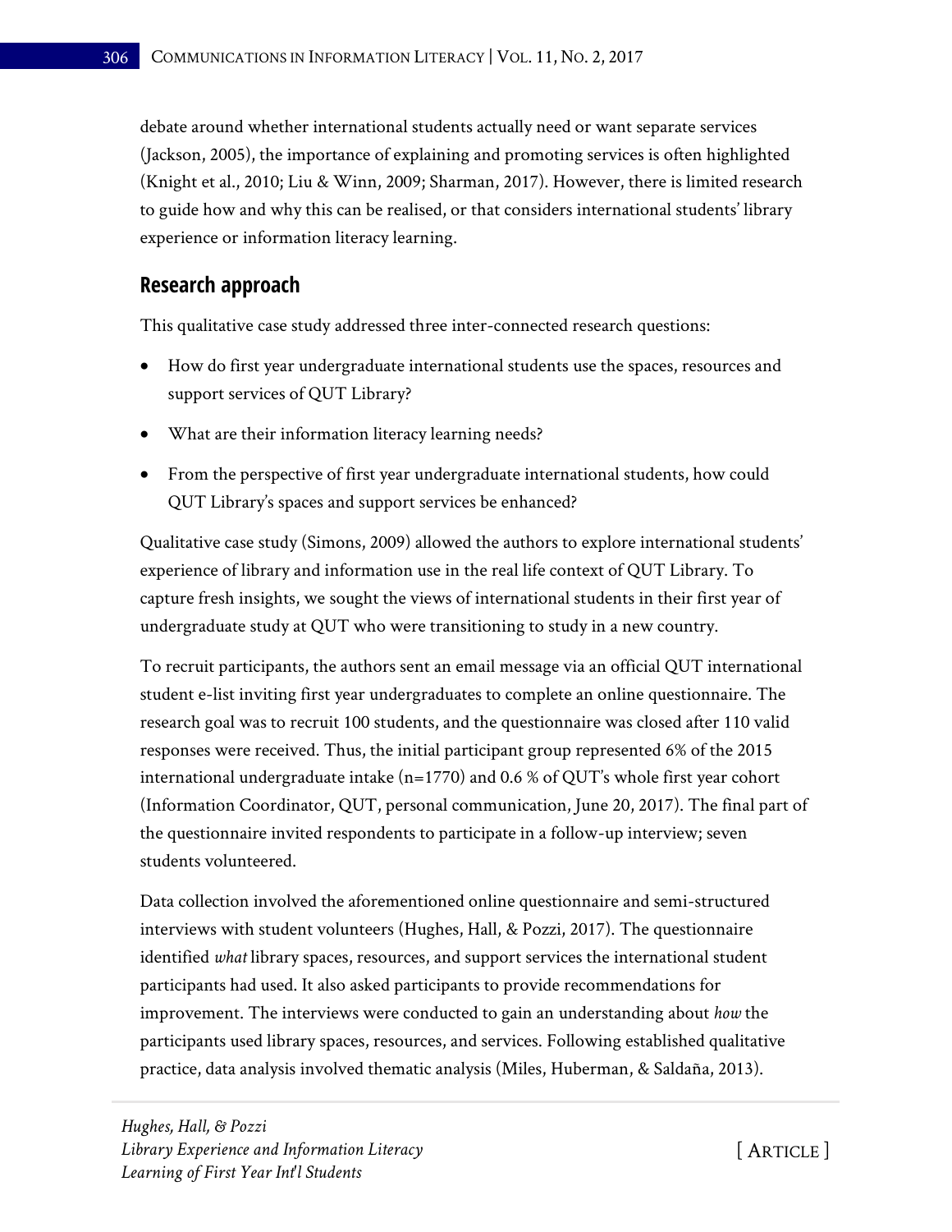debate around whether international students actually need or want separate services (Jackson, 2005), the importance of explaining and promoting services is often highlighted (Knight et al., 2010; Liu & Winn, 2009; Sharman, 2017). However, there is limited research to guide how and why this can be realised, or that considers international students' library experience or information literacy learning.

## Research approach

This qualitative case study addressed three inter-connected research questions:

- How do first year undergraduate international students use the spaces, resources and support services of QUT Library?
- What are their information literacy learning needs?
- From the perspective of first year undergraduate international students, how could QUT Library's spaces and support services be enhanced?

Qualitative case study (Simons, 2009) allowed the authors to explore international students' experience of library and information use in the real life context of QUT Library. To capture fresh insights, we sought the views of international students in their first year of undergraduate study at QUT who were transitioning to study in a new country.

To recruit participants, the authors sent an email message via an official QUT international student e-list inviting first year undergraduates to complete an online questionnaire. The research goal was to recruit 100 students, and the questionnaire was closed after 110 valid responses were received. Thus, the initial participant group represented 6% of the 2015 international undergraduate intake (n=1770) and 0.6 % of QUT's whole first year cohort (Information Coordinator, QUT, personal communication, June 20, 2017). The final part of the questionnaire invited respondents to participate in a follow-up interview; seven students volunteered.

Data collection involved the aforementioned online questionnaire and semi-structured interviews with student volunteers (Hughes, Hall, & Pozzi, 2017). The questionnaire identified *what* library spaces, resources, and support services the international student participants had used. It also asked participants to provide recommendations for improvement. The interviews were conducted to gain an understanding about *how* the participants used library spaces, resources, and services. Following established qualitative practice, data analysis involved thematic analysis (Miles, Huberman, & Saldaña, 2013).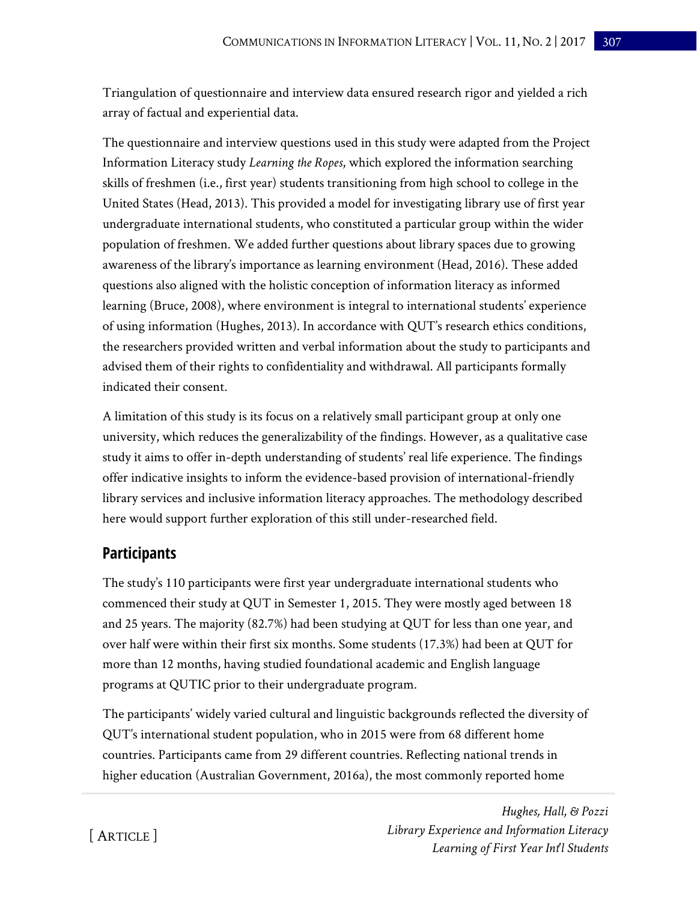Triangulation of questionnaire and interview data ensured research rigor and yielded a rich array of factual and experiential data.

The questionnaire and interview questions used in this study were adapted from the Project Information Literacy study *Learning the Ropes*, which explored the information searching skills of freshmen (i.e., first year) students transitioning from high school to college in the United States (Head, 2013). This provided a model for investigating library use of first year undergraduate international students, who constituted a particular group within the wider population of freshmen. We added further questions about library spaces due to growing awareness of the library's importance as learning environment (Head, 2016). These added questions also aligned with the holistic conception of information literacy as informed learning (Bruce, 2008), where environment is integral to international students' experience of using information (Hughes, 2013). In accordance with QUT's research ethics conditions, the researchers provided written and verbal information about the study to participants and advised them of their rights to confidentiality and withdrawal. All participants formally indicated their consent.

A limitation of this study is its focus on a relatively small participant group at only one university, which reduces the generalizability of the findings. However, as a qualitative case study it aims to offer in-depth understanding of students' real life experience. The findings offer indicative insights to inform the evidence-based provision of international-friendly library services and inclusive information literacy approaches. The methodology described here would support further exploration of this still under-researched field.

## Participants

The study's 110 participants were first year undergraduate international students who commenced their study at QUT in Semester 1, 2015. They were mostly aged between 18 and 25 years. The majority (82.7%) had been studying at QUT for less than one year, and over half were within their first six months. Some students (17.3%) had been at QUT for more than 12 months, having studied foundational academic and English language programs at QUTIC prior to their undergraduate program.

The participants' widely varied cultural and linguistic backgrounds reflected the diversity of QUT's international student population, who in 2015 were from 68 different home countries. Participants came from 29 different countries. Reflecting national trends in higher education (Australian Government, 2016a), the most commonly reported home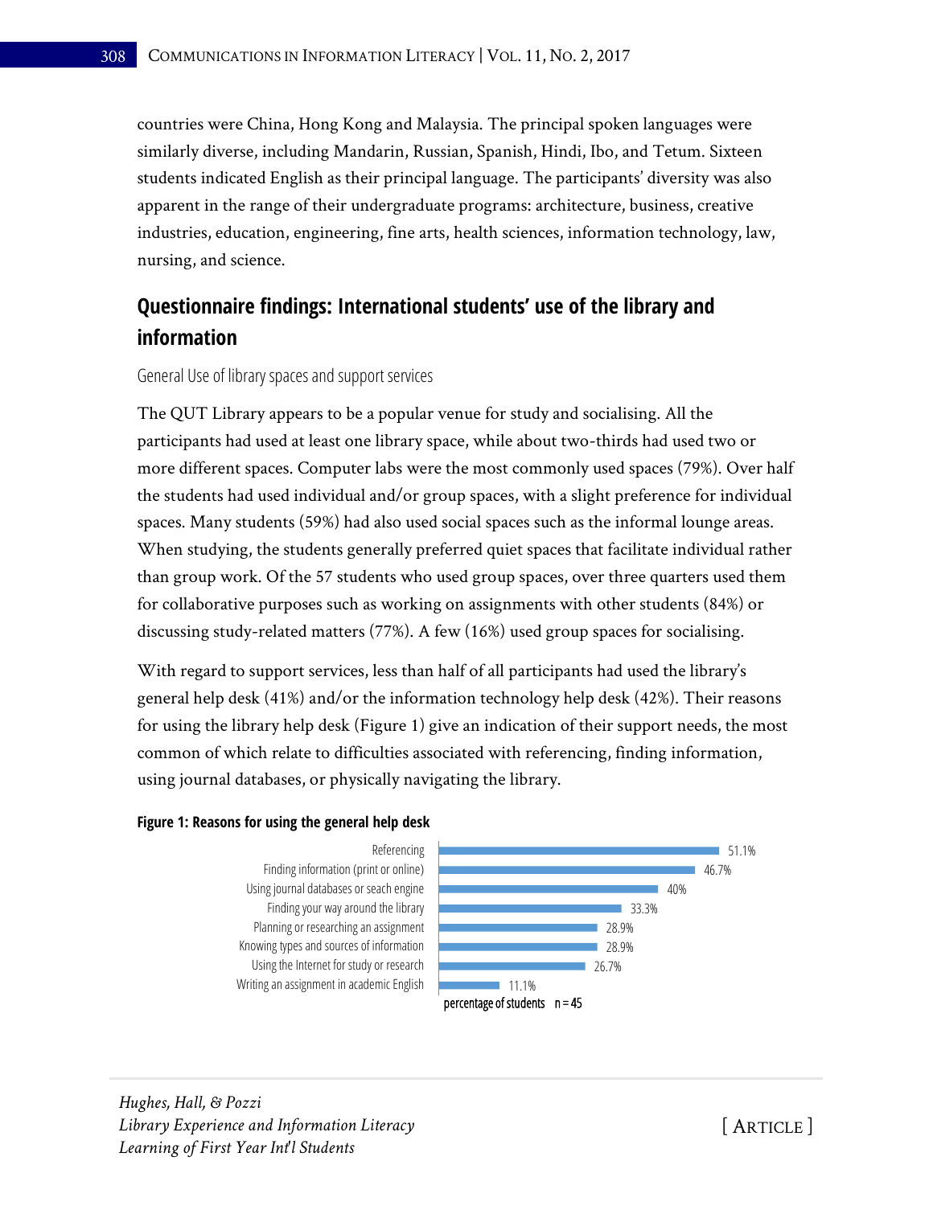countries were China, Hong Kong and Malaysia. The principal spoken languages were similarly diverse, including Mandarin, Russian, Spanish, Hindi, Ibo, and Tetum. Sixteen students indicated English as their principal language. The participants' diversity was also apparent in the range of their undergraduate programs: architecture, business, creative industries, education, engineering, fine arts, health sciences, information technology, law, nursing, and science.

## Questionnaire findings: International students' use of the library and information

### General Use of library spaces and support services

The QUT Library appears to be a popular venue for study and socialising. All the participants had used at least one library space, while about two-thirds had used two or more different spaces. Computer labs were the most commonly used spaces (79%). Over half the students had used individual and/or group spaces, with a slight preference for individual spaces. Many students (59%) had also used social spaces such as the informal lounge areas. When studying, the students generally preferred quiet spaces that facilitate individual rather than group work. Of the 57 students who used group spaces, over three quarters used them for collaborative purposes such as working on assignments with other students (84%) or discussing study-related matters (77%). A few (16%) used group spaces for socialising.

With regard to support services, less than half of all participants had used the library's general help desk (41%) and/or the information technology help desk (42%). Their reasons for using the library help desk (Figure 1) give an indication of their support needs, the most common of which relate to difficulties associated with referencing, finding information, using journal databases, or physically navigating the library.

**Figure 1: Reasons for using the general help desk**

| Reason | Percentage of students (n = 45) |
|---|---|
| Referencing | 51.1% |
| Finding information (print or online) | 46.7% |
| Using journal databases or seach engine | 40% |
| Finding your way around the library | 33.3% |
| Planning or researching an assignment | 28.9% |
| Knowing types and sources of information | 28.9% |
| Using the Internet for study or research | 26.7% |
| Writing an assignment in academic English | 11.1% |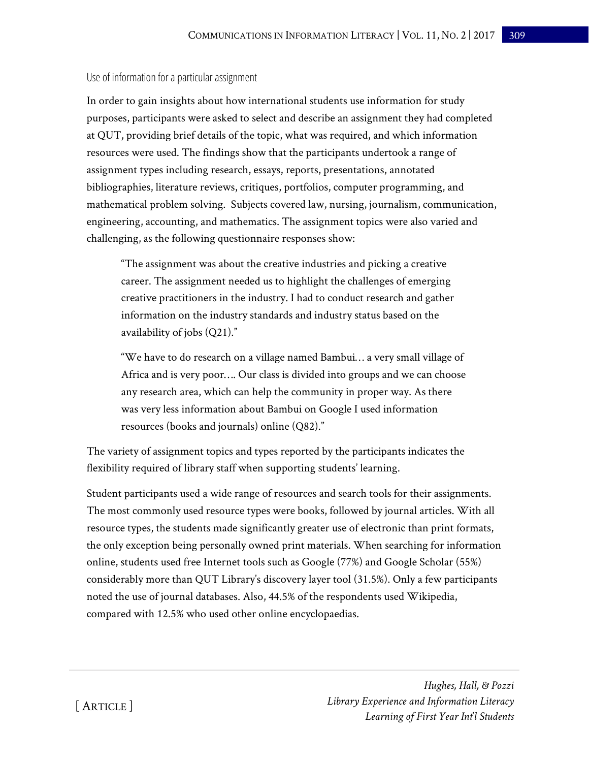### Use of information for a particular assignment

In order to gain insights about how international students use information for study purposes, participants were asked to select and describe an assignment they had completed at QUT, providing brief details of the topic, what was required, and which information resources were used. The findings show that the participants undertook a range of assignment types including research, essays, reports, presentations, annotated bibliographies, literature reviews, critiques, portfolios, computer programming, and mathematical problem solving. Subjects covered law, nursing, journalism, communication, engineering, accounting, and mathematics. The assignment topics were also varied and challenging, as the following questionnaire responses show:

> "The assignment was about the creative industries and picking a creative career. The assignment needed us to highlight the challenges of emerging creative practitioners in the industry. I had to conduct research and gather information on the industry standards and industry status based on the availability of jobs (Q21)."

> "We have to do research on a village named Bambui… a very small village of Africa and is very poor…. Our class is divided into groups and we can choose any research area, which can help the community in proper way. As there was very less information about Bambui on Google I used information resources (books and journals) online (Q82)."

The variety of assignment topics and types reported by the participants indicates the flexibility required of library staff when supporting students' learning.

Student participants used a wide range of resources and search tools for their assignments. The most commonly used resource types were books, followed by journal articles. With all resource types, the students made significantly greater use of electronic than print formats, the only exception being personally owned print materials. When searching for information online, students used free Internet tools such as Google (77%) and Google Scholar (55%) considerably more than QUT Library's discovery layer tool (31.5%). Only a few participants noted the use of journal databases. Also, 44.5% of the respondents used Wikipedia, compared with 12.5% who used other online encyclopaedias.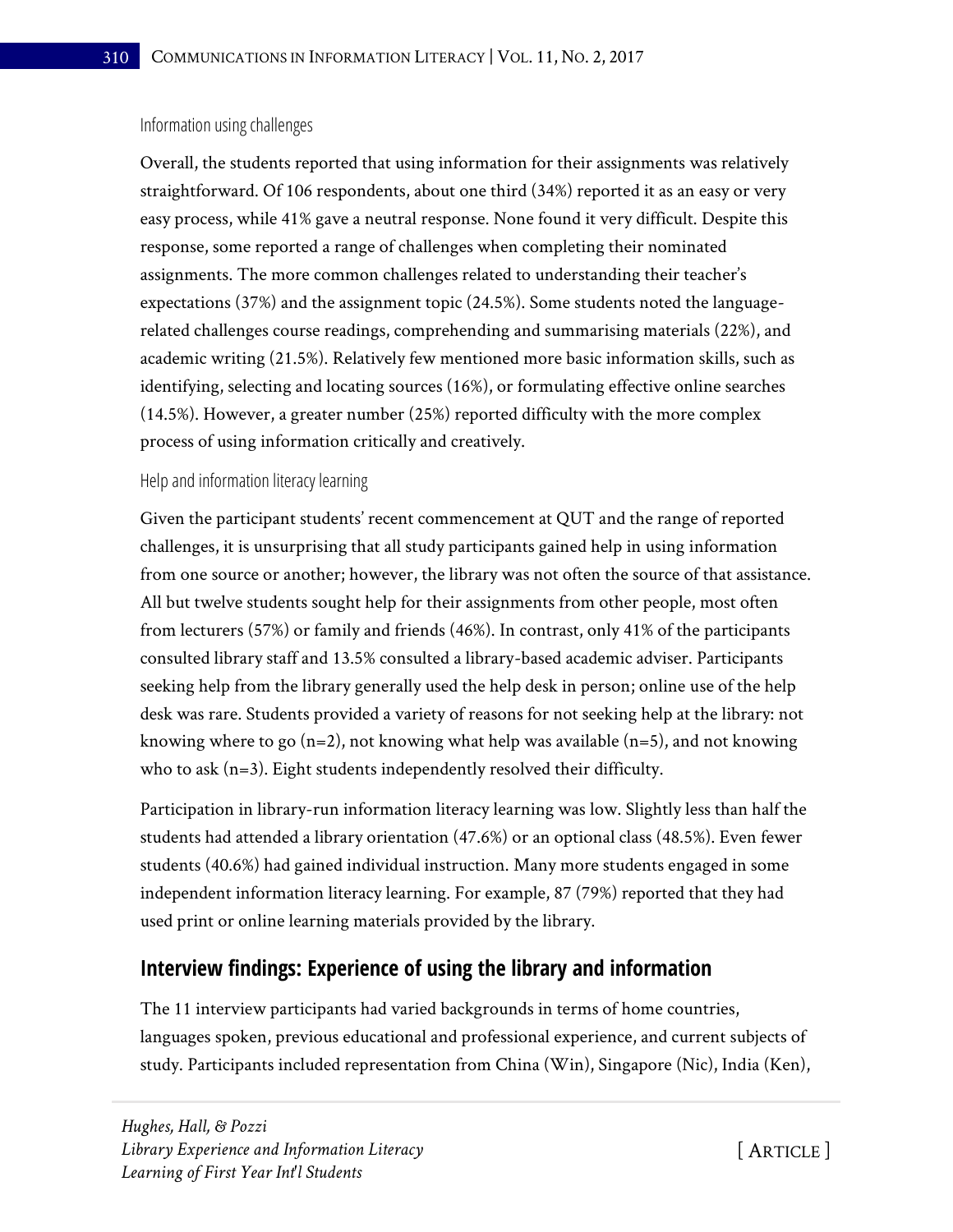### Information using challenges

Overall, the students reported that using information for their assignments was relatively straightforward. Of 106 respondents, about one third (34%) reported it as an easy or very easy process, while 41% gave a neutral response. None found it very difficult. Despite this response, some reported a range of challenges when completing their nominated assignments. The more common challenges related to understanding their teacher's expectations (37%) and the assignment topic (24.5%). Some students noted the language-related challenges course readings, comprehending and summarising materials (22%), and academic writing (21.5%). Relatively few mentioned more basic information skills, such as identifying, selecting and locating sources (16%), or formulating effective online searches (14.5%). However, a greater number (25%) reported difficulty with the more complex process of using information critically and creatively.

### Help and information literacy learning

Given the participant students' recent commencement at QUT and the range of reported challenges, it is unsurprising that all study participants gained help in using information from one source or another; however, the library was not often the source of that assistance. All but twelve students sought help for their assignments from other people, most often from lecturers (57%) or family and friends (46%). In contrast, only 41% of the participants consulted library staff and 13.5% consulted a library-based academic adviser. Participants seeking help from the library generally used the help desk in person; online use of the help desk was rare. Students provided a variety of reasons for not seeking help at the library: not knowing where to go (n=2), not knowing what help was available (n=5), and not knowing who to ask (n=3). Eight students independently resolved their difficulty.

Participation in library-run information literacy learning was low. Slightly less than half the students had attended a library orientation (47.6%) or an optional class (48.5%). Even fewer students (40.6%) had gained individual instruction. Many more students engaged in some independent information literacy learning. For example, 87 (79%) reported that they had used print or online learning materials provided by the library.

## Interview findings: Experience of using the library and information

The 11 interview participants had varied backgrounds in terms of home countries, languages spoken, previous educational and professional experience, and current subjects of study. Participants included representation from China (Win), Singapore (Nic), India (Ken),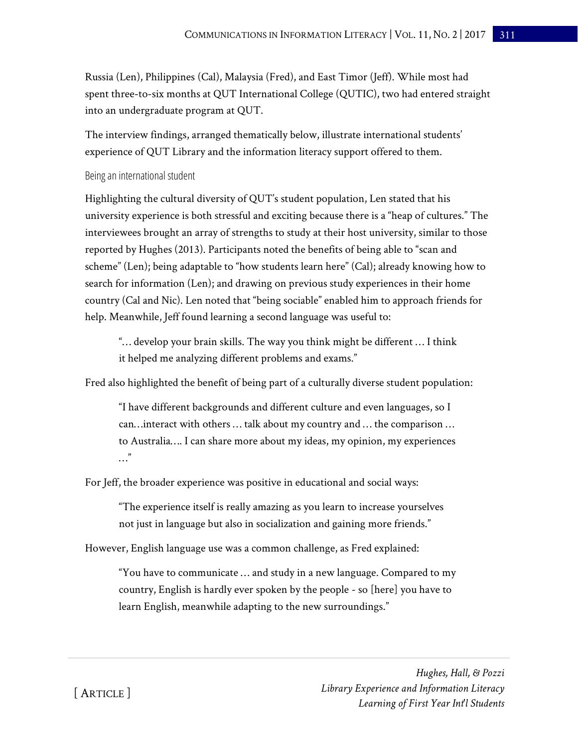Russia (Len), Philippines (Cal), Malaysia (Fred), and East Timor (Jeff). While most had spent three-to-six months at QUT International College (QUTIC), two had entered straight into an undergraduate program at QUT.

The interview findings, arranged thematically below, illustrate international students' experience of QUT Library and the information literacy support offered to them.

### Being an international student

Highlighting the cultural diversity of QUT's student population, Len stated that his university experience is both stressful and exciting because there is a "heap of cultures." The interviewees brought an array of strengths to study at their host university, similar to those reported by Hughes (2013). Participants noted the benefits of being able to "scan and scheme" (Len); being adaptable to "how students learn here" (Cal); already knowing how to search for information (Len); and drawing on previous study experiences in their home country (Cal and Nic). Len noted that "being sociable" enabled him to approach friends for help. Meanwhile, Jeff found learning a second language was useful to:

> "… develop your brain skills. The way you think might be different … I think it helped me analyzing different problems and exams."

Fred also highlighted the benefit of being part of a culturally diverse student population:

> "I have different backgrounds and different culture and even languages, so I can…interact with others … talk about my country and … the comparison … to Australia…. I can share more about my ideas, my opinion, my experiences …"

For Jeff, the broader experience was positive in educational and social ways:

> "The experience itself is really amazing as you learn to increase yourselves not just in language but also in socialization and gaining more friends."

However, English language use was a common challenge, as Fred explained:

> "You have to communicate … and study in a new language. Compared to my country, English is hardly ever spoken by the people - so [here] you have to learn English, meanwhile adapting to the new surroundings."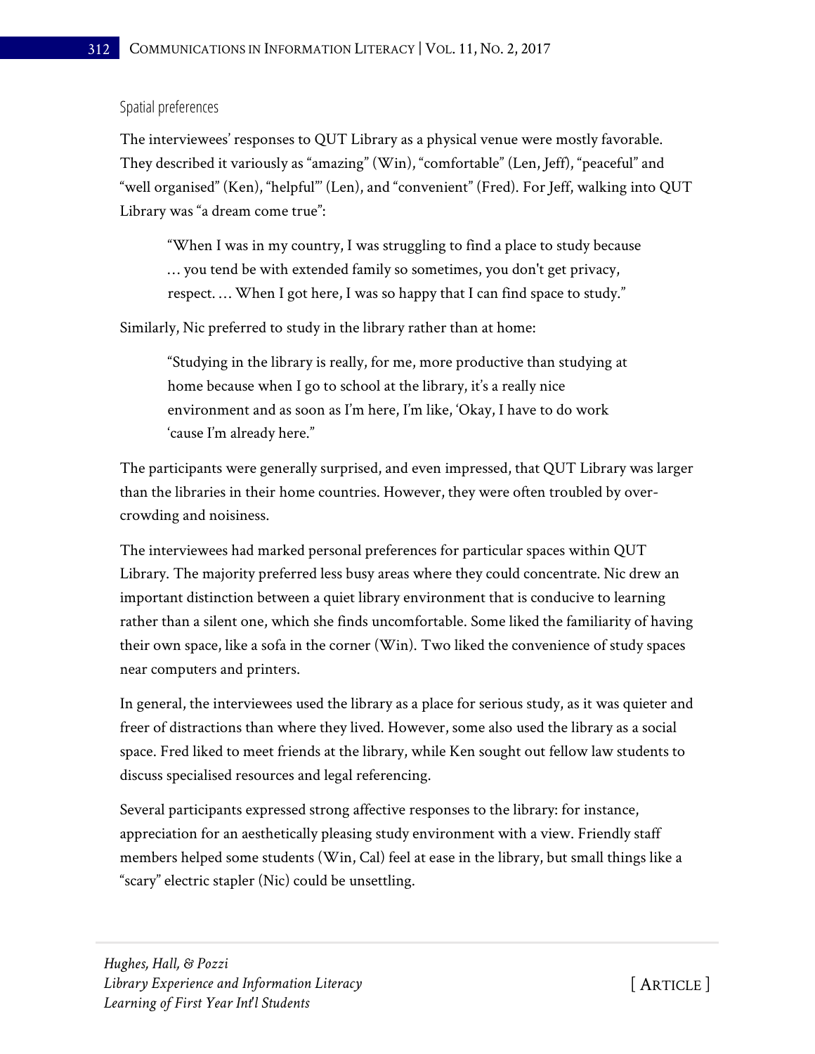### Spatial preferences

The interviewees' responses to QUT Library as a physical venue were mostly favorable. They described it variously as "amazing" (Win), "comfortable" (Len, Jeff), "peaceful" and "well organised" (Ken), "helpful"' (Len), and "convenient" (Fred). For Jeff, walking into QUT Library was "a dream come true":

> "When I was in my country, I was struggling to find a place to study because … you tend be with extended family so sometimes, you don't get privacy, respect. … When I got here, I was so happy that I can find space to study."

Similarly, Nic preferred to study in the library rather than at home:

> "Studying in the library is really, for me, more productive than studying at home because when I go to school at the library, it's a really nice environment and as soon as I'm here, I'm like, 'Okay, I have to do work 'cause I'm already here."

The participants were generally surprised, and even impressed, that QUT Library was larger than the libraries in their home countries. However, they were often troubled by over-crowding and noisiness.

The interviewees had marked personal preferences for particular spaces within QUT Library. The majority preferred less busy areas where they could concentrate. Nic drew an important distinction between a quiet library environment that is conducive to learning rather than a silent one, which she finds uncomfortable. Some liked the familiarity of having their own space, like a sofa in the corner (Win). Two liked the convenience of study spaces near computers and printers.

In general, the interviewees used the library as a place for serious study, as it was quieter and freer of distractions than where they lived. However, some also used the library as a social space. Fred liked to meet friends at the library, while Ken sought out fellow law students to discuss specialised resources and legal referencing.

Several participants expressed strong affective responses to the library: for instance, appreciation for an aesthetically pleasing study environment with a view. Friendly staff members helped some students (Win, Cal) feel at ease in the library, but small things like a "scary" electric stapler (Nic) could be unsettling.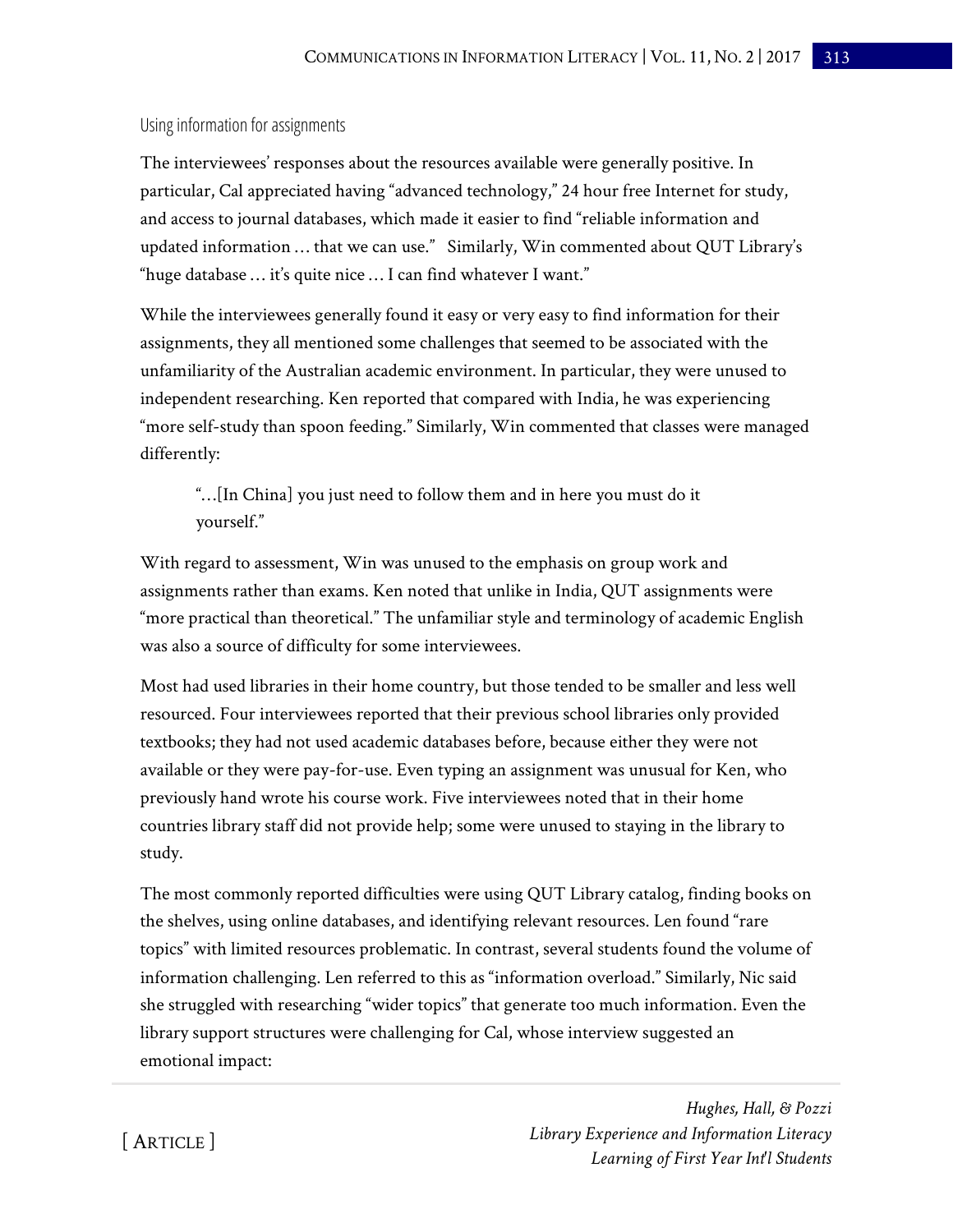### Using information for assignments

The interviewees' responses about the resources available were generally positive. In particular, Cal appreciated having "advanced technology," 24 hour free Internet for study, and access to journal databases, which made it easier to find "reliable information and updated information … that we can use." Similarly, Win commented about QUT Library's "huge database … it's quite nice … I can find whatever I want."

While the interviewees generally found it easy or very easy to find information for their assignments, they all mentioned some challenges that seemed to be associated with the unfamiliarity of the Australian academic environment. In particular, they were unused to independent researching. Ken reported that compared with India, he was experiencing "more self-study than spoon feeding." Similarly, Win commented that classes were managed differently:

> "…[In China] you just need to follow them and in here you must do it yourself."

With regard to assessment, Win was unused to the emphasis on group work and assignments rather than exams. Ken noted that unlike in India, QUT assignments were "more practical than theoretical." The unfamiliar style and terminology of academic English was also a source of difficulty for some interviewees.

Most had used libraries in their home country, but those tended to be smaller and less well resourced. Four interviewees reported that their previous school libraries only provided textbooks; they had not used academic databases before, because either they were not available or they were pay-for-use. Even typing an assignment was unusual for Ken, who previously hand wrote his course work. Five interviewees noted that in their home countries library staff did not provide help; some were unused to staying in the library to study.

The most commonly reported difficulties were using QUT Library catalog, finding books on the shelves, using online databases, and identifying relevant resources. Len found "rare topics" with limited resources problematic. In contrast, several students found the volume of information challenging. Len referred to this as "information overload." Similarly, Nic said she struggled with researching "wider topics" that generate too much information. Even the library support structures were challenging for Cal, whose interview suggested an emotional impact: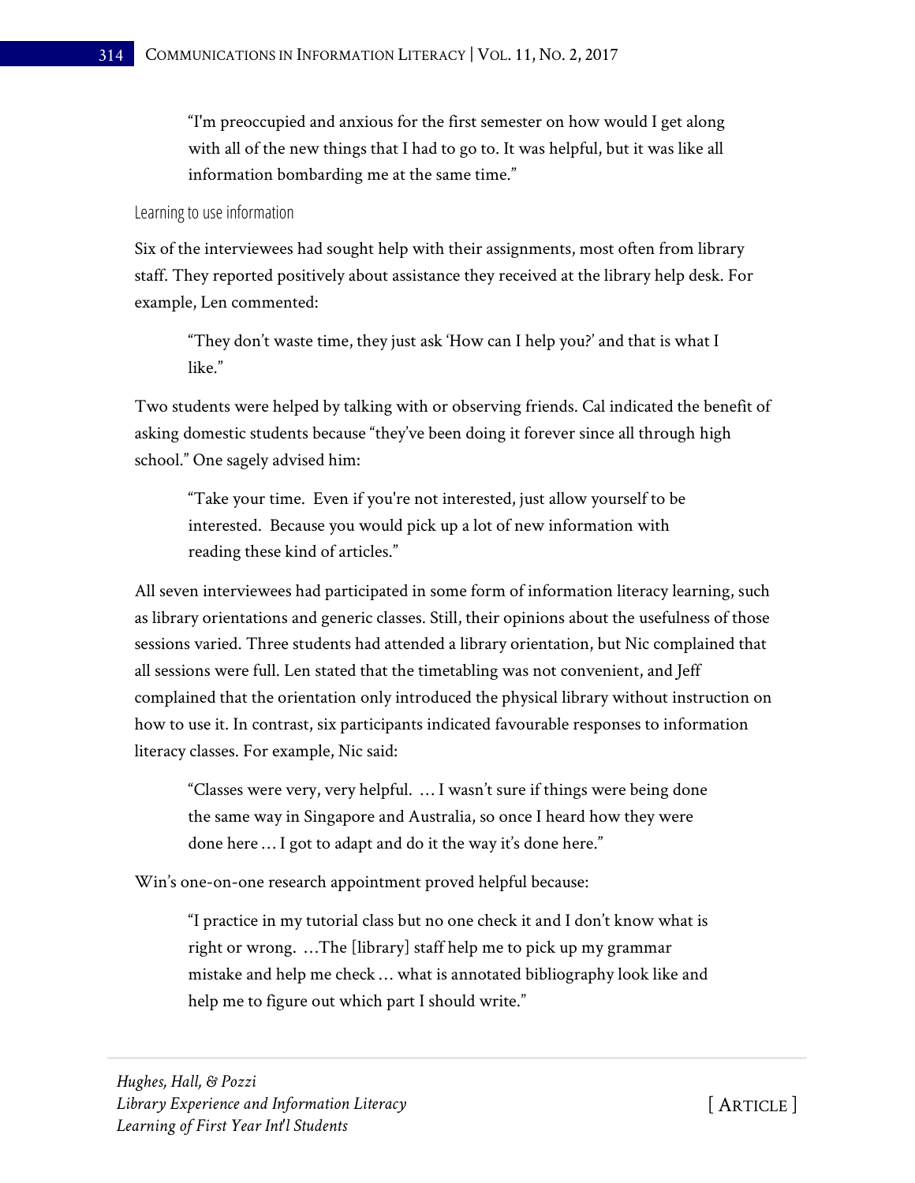> "I'm preoccupied and anxious for the first semester on how would I get along with all of the new things that I had to go to. It was helpful, but it was like all information bombarding me at the same time."

#### Learning to use information

Six of the interviewees had sought help with their assignments, most often from library staff. They reported positively about assistance they received at the library help desk. For example, Len commented:

> "They don't waste time, they just ask 'How can I help you?' and that is what I like."

Two students were helped by talking with or observing friends. Cal indicated the benefit of asking domestic students because "they've been doing it forever since all through high school." One sagely advised him:

> "Take your time. Even if you're not interested, just allow yourself to be interested. Because you would pick up a lot of new information with reading these kind of articles."

All seven interviewees had participated in some form of information literacy learning, such as library orientations and generic classes. Still, their opinions about the usefulness of those sessions varied. Three students had attended a library orientation, but Nic complained that all sessions were full. Len stated that the timetabling was not convenient, and Jeff complained that the orientation only introduced the physical library without instruction on how to use it. In contrast, six participants indicated favourable responses to information literacy classes. For example, Nic said:

> "Classes were very, very helpful. … I wasn't sure if things were being done the same way in Singapore and Australia, so once I heard how they were done here … I got to adapt and do it the way it's done here."

Win's one-on-one research appointment proved helpful because:

> "I practice in my tutorial class but no one check it and I don't know what is right or wrong. …The [library] staff help me to pick up my grammar mistake and help me check … what is annotated bibliography look like and help me to figure out which part I should write."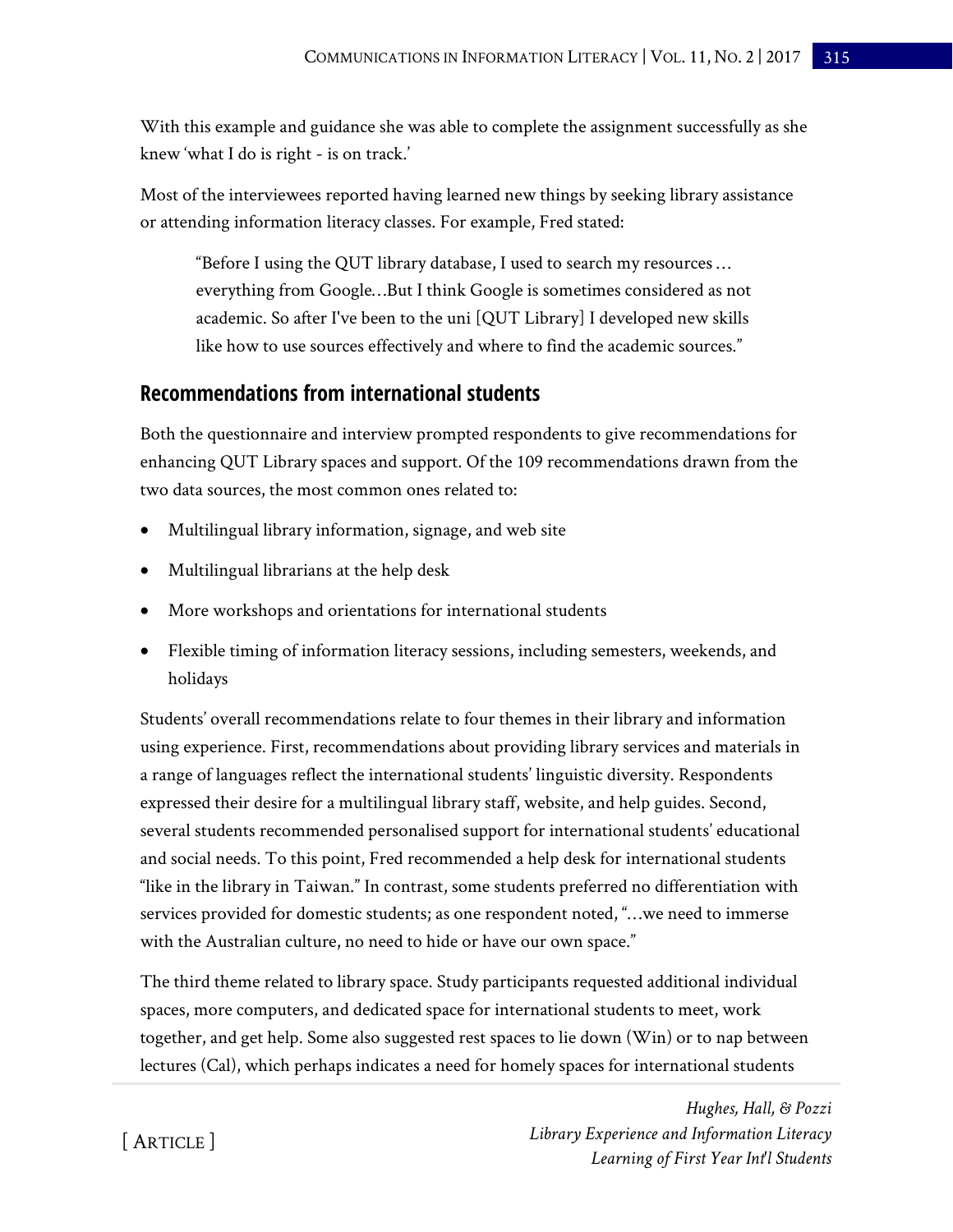With this example and guidance she was able to complete the assignment successfully as she knew 'what I do is right - is on track.'

Most of the interviewees reported having learned new things by seeking library assistance or attending information literacy classes. For example, Fred stated:

> "Before I using the QUT library database, I used to search my resources … everything from Google…But I think Google is sometimes considered as not academic. So after I've been to the uni [QUT Library] I developed new skills like how to use sources effectively and where to find the academic sources."

## Recommendations from international students

Both the questionnaire and interview prompted respondents to give recommendations for enhancing QUT Library spaces and support. Of the 109 recommendations drawn from the two data sources, the most common ones related to:

- Multilingual library information, signage, and web site
- Multilingual librarians at the help desk
- More workshops and orientations for international students
- Flexible timing of information literacy sessions, including semesters, weekends, and holidays

Students' overall recommendations relate to four themes in their library and information using experience. First, recommendations about providing library services and materials in a range of languages reflect the international students' linguistic diversity. Respondents expressed their desire for a multilingual library staff, website, and help guides. Second, several students recommended personalised support for international students' educational and social needs. To this point, Fred recommended a help desk for international students "like in the library in Taiwan." In contrast, some students preferred no differentiation with services provided for domestic students; as one respondent noted, "…we need to immerse with the Australian culture, no need to hide or have our own space."

The third theme related to library space. Study participants requested additional individual spaces, more computers, and dedicated space for international students to meet, work together, and get help. Some also suggested rest spaces to lie down (Win) or to nap between lectures (Cal), which perhaps indicates a need for homely spaces for international students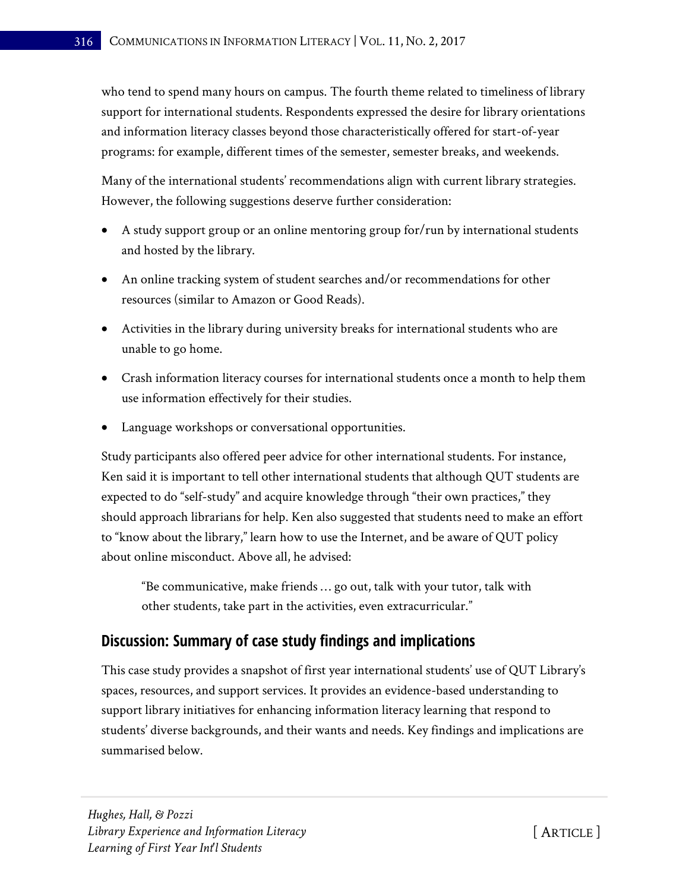who tend to spend many hours on campus. The fourth theme related to timeliness of library support for international students. Respondents expressed the desire for library orientations and information literacy classes beyond those characteristically offered for start-of-year programs: for example, different times of the semester, semester breaks, and weekends.

Many of the international students' recommendations align with current library strategies. However, the following suggestions deserve further consideration:

- A study support group or an online mentoring group for/run by international students and hosted by the library.
- An online tracking system of student searches and/or recommendations for other resources (similar to Amazon or Good Reads).
- Activities in the library during university breaks for international students who are unable to go home.
- Crash information literacy courses for international students once a month to help them use information effectively for their studies.
- Language workshops or conversational opportunities.

Study participants also offered peer advice for other international students. For instance, Ken said it is important to tell other international students that although QUT students are expected to do "self-study" and acquire knowledge through "their own practices," they should approach librarians for help. Ken also suggested that students need to make an effort to "know about the library," learn how to use the Internet, and be aware of QUT policy about online misconduct. Above all, he advised:

> "Be communicative, make friends … go out, talk with your tutor, talk with other students, take part in the activities, even extracurricular."

## Discussion: Summary of case study findings and implications

This case study provides a snapshot of first year international students' use of QUT Library's spaces, resources, and support services. It provides an evidence-based understanding to support library initiatives for enhancing information literacy learning that respond to students' diverse backgrounds, and their wants and needs. Key findings and implications are summarised below.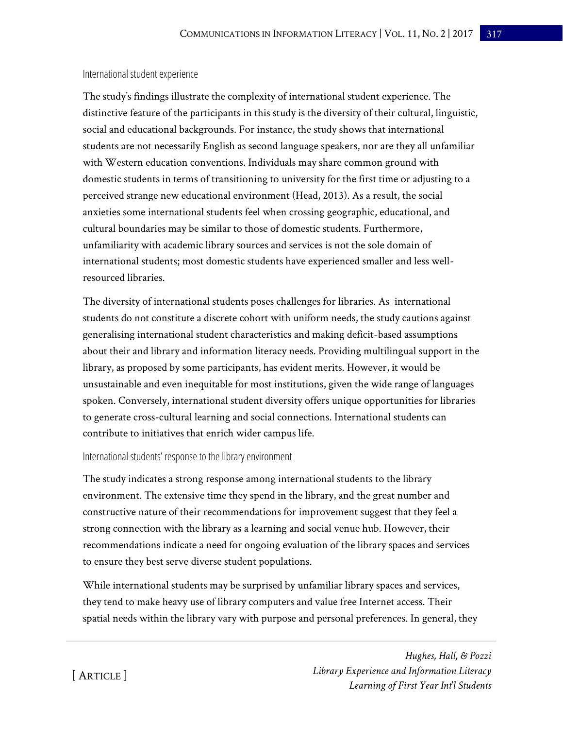### International student experience

The study's findings illustrate the complexity of international student experience. The distinctive feature of the participants in this study is the diversity of their cultural, linguistic, social and educational backgrounds. For instance, the study shows that international students are not necessarily English as second language speakers, nor are they all unfamiliar with Western education conventions. Individuals may share common ground with domestic students in terms of transitioning to university for the first time or adjusting to a perceived strange new educational environment (Head, 2013). As a result, the social anxieties some international students feel when crossing geographic, educational, and cultural boundaries may be similar to those of domestic students. Furthermore, unfamiliarity with academic library sources and services is not the sole domain of international students; most domestic students have experienced smaller and less well-resourced libraries.

The diversity of international students poses challenges for libraries. As international students do not constitute a discrete cohort with uniform needs, the study cautions against generalising international student characteristics and making deficit-based assumptions about their and library and information literacy needs. Providing multilingual support in the library, as proposed by some participants, has evident merits. However, it would be unsustainable and even inequitable for most institutions, given the wide range of languages spoken. Conversely, international student diversity offers unique opportunities for libraries to generate cross-cultural learning and social connections. International students can contribute to initiatives that enrich wider campus life.

### International students' response to the library environment

The study indicates a strong response among international students to the library environment. The extensive time they spend in the library, and the great number and constructive nature of their recommendations for improvement suggest that they feel a strong connection with the library as a learning and social venue hub. However, their recommendations indicate a need for ongoing evaluation of the library spaces and services to ensure they best serve diverse student populations.

While international students may be surprised by unfamiliar library spaces and services, they tend to make heavy use of library computers and value free Internet access. Their spatial needs within the library vary with purpose and personal preferences. In general, they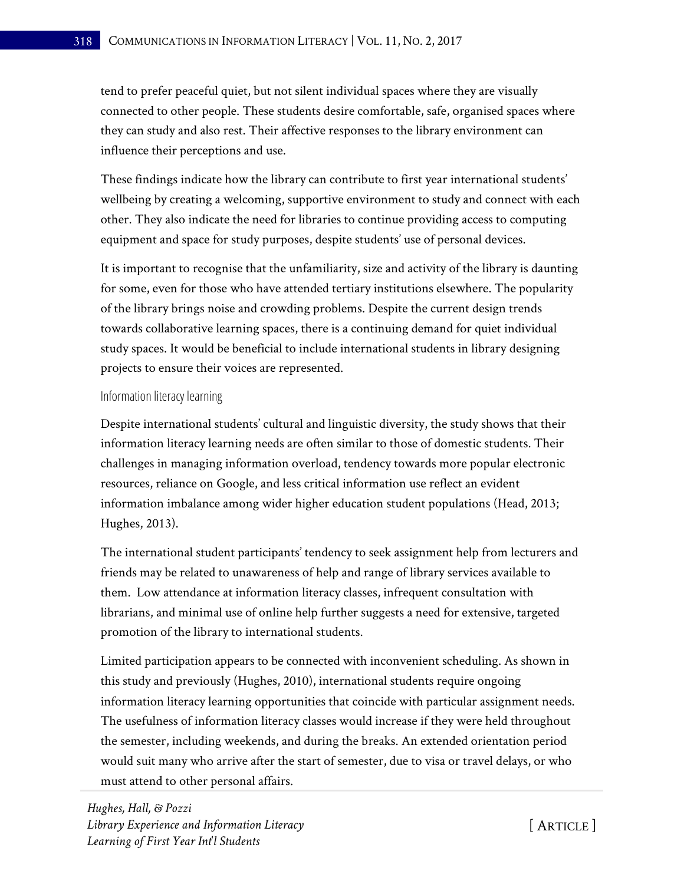tend to prefer peaceful quiet, but not silent individual spaces where they are visually connected to other people. These students desire comfortable, safe, organised spaces where they can study and also rest. Their affective responses to the library environment can influence their perceptions and use.

These findings indicate how the library can contribute to first year international students' wellbeing by creating a welcoming, supportive environment to study and connect with each other. They also indicate the need for libraries to continue providing access to computing equipment and space for study purposes, despite students' use of personal devices.

It is important to recognise that the unfamiliarity, size and activity of the library is daunting for some, even for those who have attended tertiary institutions elsewhere. The popularity of the library brings noise and crowding problems. Despite the current design trends towards collaborative learning spaces, there is a continuing demand for quiet individual study spaces. It would be beneficial to include international students in library designing projects to ensure their voices are represented.

### Information literacy learning

Despite international students' cultural and linguistic diversity, the study shows that their information literacy learning needs are often similar to those of domestic students. Their challenges in managing information overload, tendency towards more popular electronic resources, reliance on Google, and less critical information use reflect an evident information imbalance among wider higher education student populations (Head, 2013; Hughes, 2013).

The international student participants' tendency to seek assignment help from lecturers and friends may be related to unawareness of help and range of library services available to them. Low attendance at information literacy classes, infrequent consultation with librarians, and minimal use of online help further suggests a need for extensive, targeted promotion of the library to international students.

Limited participation appears to be connected with inconvenient scheduling. As shown in this study and previously (Hughes, 2010), international students require ongoing information literacy learning opportunities that coincide with particular assignment needs. The usefulness of information literacy classes would increase if they were held throughout the semester, including weekends, and during the breaks. An extended orientation period would suit many who arrive after the start of semester, due to visa or travel delays, or who must attend to other personal affairs.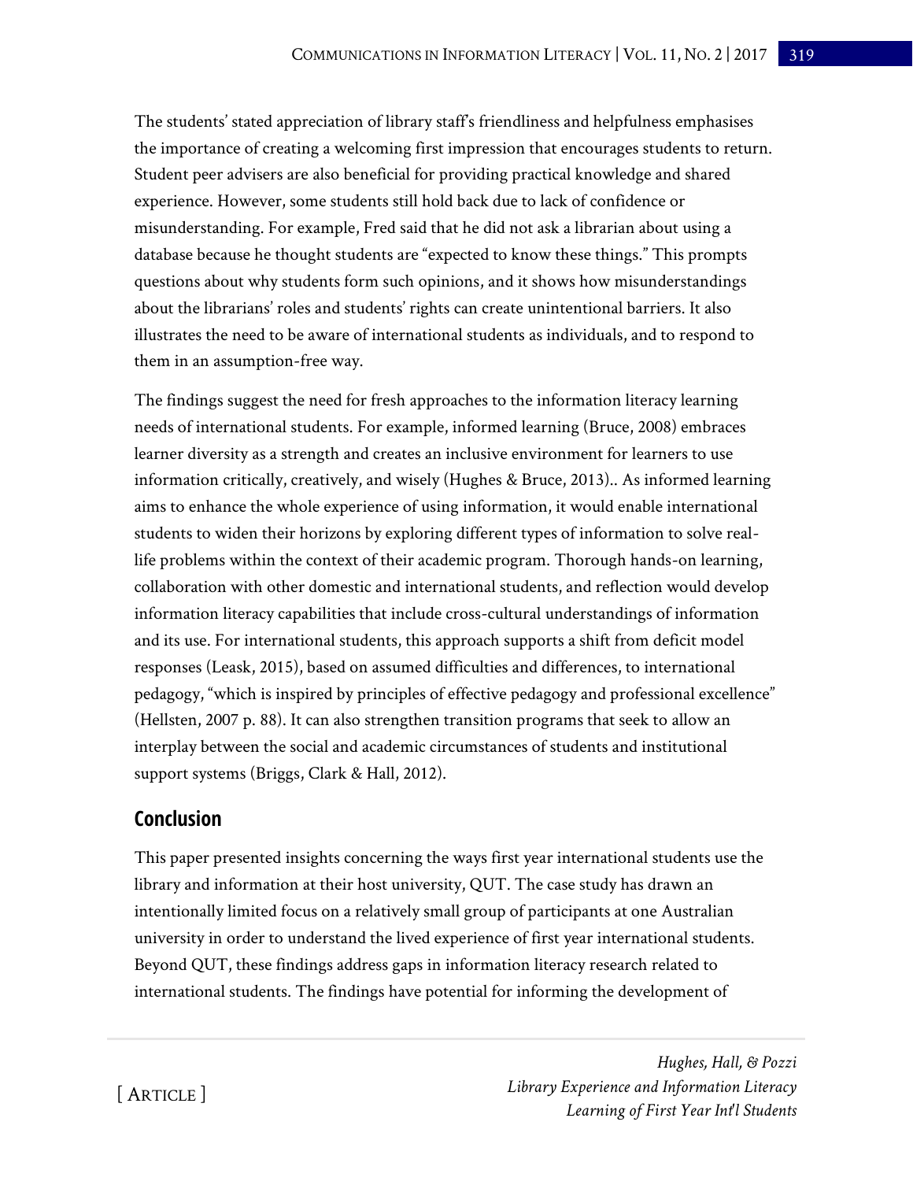The students' stated appreciation of library staff's friendliness and helpfulness emphasises the importance of creating a welcoming first impression that encourages students to return. Student peer advisers are also beneficial for providing practical knowledge and shared experience. However, some students still hold back due to lack of confidence or misunderstanding. For example, Fred said that he did not ask a librarian about using a database because he thought students are "expected to know these things." This prompts questions about why students form such opinions, and it shows how misunderstandings about the librarians' roles and students' rights can create unintentional barriers. It also illustrates the need to be aware of international students as individuals, and to respond to them in an assumption-free way.

The findings suggest the need for fresh approaches to the information literacy learning needs of international students. For example, informed learning (Bruce, 2008) embraces learner diversity as a strength and creates an inclusive environment for learners to use information critically, creatively, and wisely (Hughes & Bruce, 2013).. As informed learning aims to enhance the whole experience of using information, it would enable international students to widen their horizons by exploring different types of information to solve real-life problems within the context of their academic program. Thorough hands-on learning, collaboration with other domestic and international students, and reflection would develop information literacy capabilities that include cross-cultural understandings of information and its use. For international students, this approach supports a shift from deficit model responses (Leask, 2015), based on assumed difficulties and differences, to international pedagogy, "which is inspired by principles of effective pedagogy and professional excellence" (Hellsten, 2007 p. 88). It can also strengthen transition programs that seek to allow an interplay between the social and academic circumstances of students and institutional support systems (Briggs, Clark & Hall, 2012).

## Conclusion

This paper presented insights concerning the ways first year international students use the library and information at their host university, QUT. The case study has drawn an intentionally limited focus on a relatively small group of participants at one Australian university in order to understand the lived experience of first year international students. Beyond QUT, these findings address gaps in information literacy research related to international students. The findings have potential for informing the development of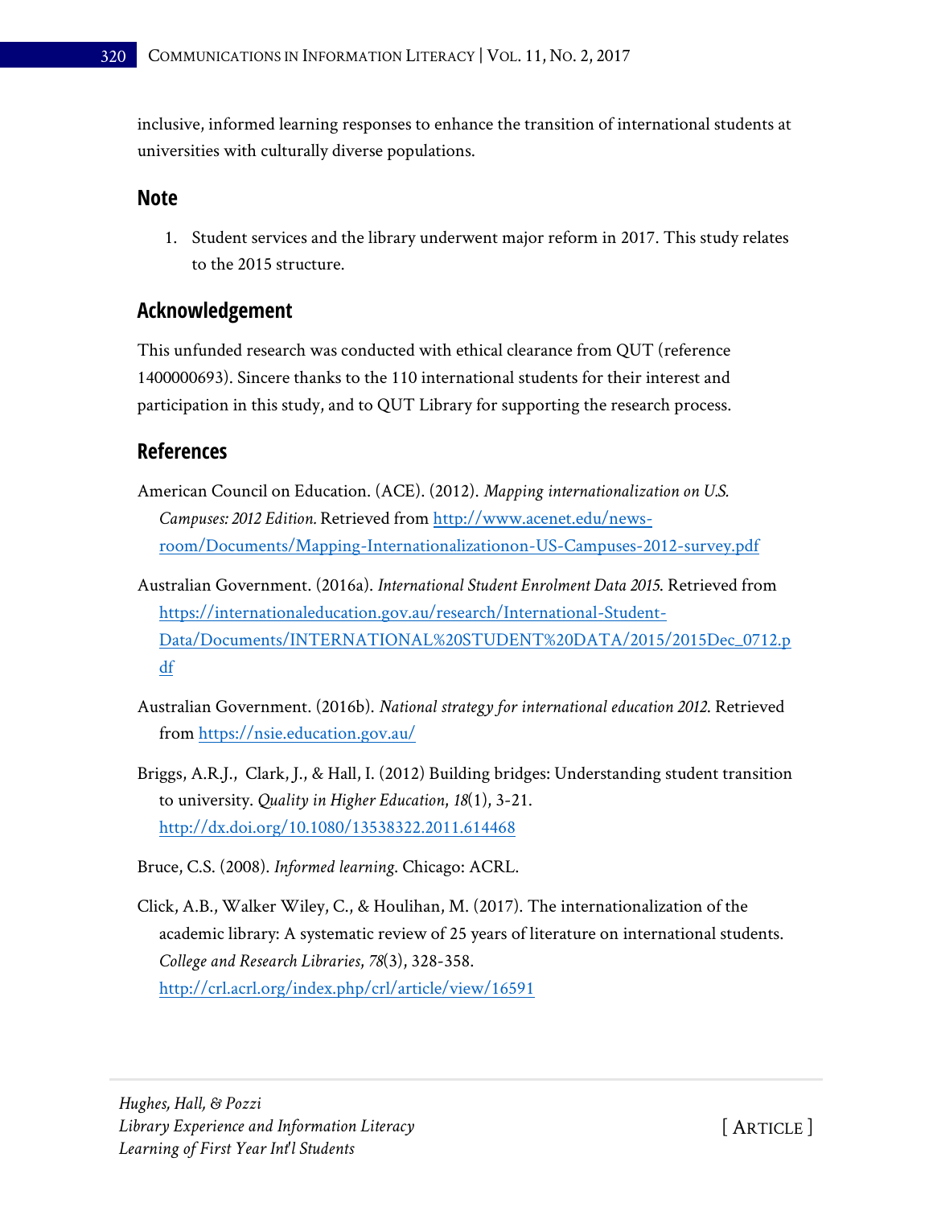inclusive, informed learning responses to enhance the transition of international students at universities with culturally diverse populations.

## Note

1. Student services and the library underwent major reform in 2017. This study relates to the 2015 structure.

## Acknowledgement

This unfunded research was conducted with ethical clearance from QUT (reference 1400000693). Sincere thanks to the 110 international students for their interest and participation in this study, and to QUT Library for supporting the research process.

## References

American Council on Education. (ACE). (2012). *Mapping internationalization on U.S. Campuses: 2012 Edition.* Retrieved from http://www.acenet.edu/news-room/Documents/Mapping-Internationalizationon-US-Campuses-2012-survey.pdf

Australian Government. (2016a). *International Student Enrolment Data 2015.* Retrieved from https://internationaleducation.gov.au/research/International-Student-Data/Documents/INTERNATIONAL%20STUDENT%20DATA/2015/2015Dec_0712.pdf

Australian Government. (2016b). *National strategy for international education 2012.* Retrieved from https://nsie.education.gov.au/

Briggs, A.R.J., Clark, J., & Hall, I. (2012) Building bridges: Understanding student transition to university. *Quality in Higher Education*, *18*(1), 3-21. http://dx.doi.org/10.1080/13538322.2011.614468

Bruce, C.S. (2008). *Informed learning*. Chicago: ACRL.

Click, A.B., Walker Wiley, C., & Houlihan, M. (2017). The internationalization of the academic library: A systematic review of 25 years of literature on international students. *College and Research Libraries*, *78*(3), 328-358. http://crl.acrl.org/index.php/crl/article/view/16591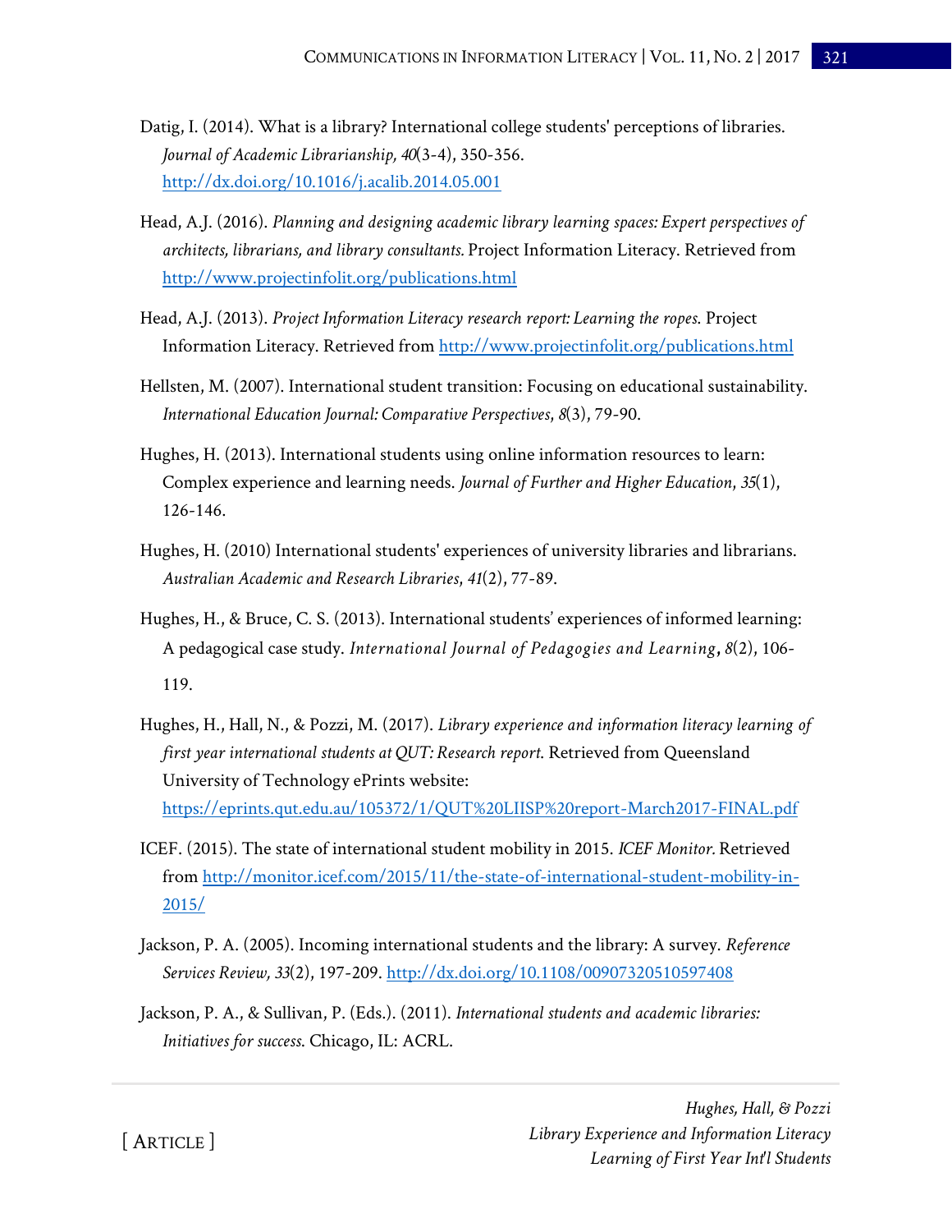Datig, I. (2014). What is a library? International college students' perceptions of libraries. *Journal of Academic Librarianship, 40*(3-4), 350-356. http://dx.doi.org/10.1016/j.acalib.2014.05.001

Head, A.J. (2016). *Planning and designing academic library learning spaces: Expert perspectives of architects, librarians, and library consultants.* Project Information Literacy. Retrieved from http://www.projectinfolit.org/publications.html

Head, A.J. (2013). *Project Information Literacy research report: Learning the ropes.* Project Information Literacy. Retrieved from http://www.projectinfolit.org/publications.html

Hellsten, M. (2007). International student transition: Focusing on educational sustainability. *International Education Journal: Comparative Perspectives*, *8*(3), 79-90.

Hughes, H. (2013). International students using online information resources to learn: Complex experience and learning needs. *Journal of Further and Higher Education*, *35*(1), 126-146.

Hughes, H. (2010) International students' experiences of university libraries and librarians. *Australian Academic and Research Libraries*, *41*(2), 77-89.

Hughes, H., & Bruce, C. S. (2013). International students' experiences of informed learning: A pedagogical case study. *International Journal of Pedagogies and Learning*, *8*(2), 106-119.

Hughes, H., Hall, N., & Pozzi, M. (2017). *Library experience and information literacy learning of first year international students at QUT: Research report.* Retrieved from Queensland University of Technology ePrints website: https://eprints.qut.edu.au/105372/1/QUT%20LIISP%20report-March2017-FINAL.pdf

ICEF. (2015). The state of international student mobility in 2015. *ICEF Monitor.* Retrieved from http://monitor.icef.com/2015/11/the-state-of-international-student-mobility-in-2015/

Jackson, P. A. (2005). Incoming international students and the library: A survey. *Reference Services Review, 33*(2), 197-209. http://dx.doi.org/10.1108/00907320510597408

Jackson, P. A., & Sullivan, P. (Eds.). (2011). *International students and academic libraries: Initiatives for success.* Chicago, IL: ACRL.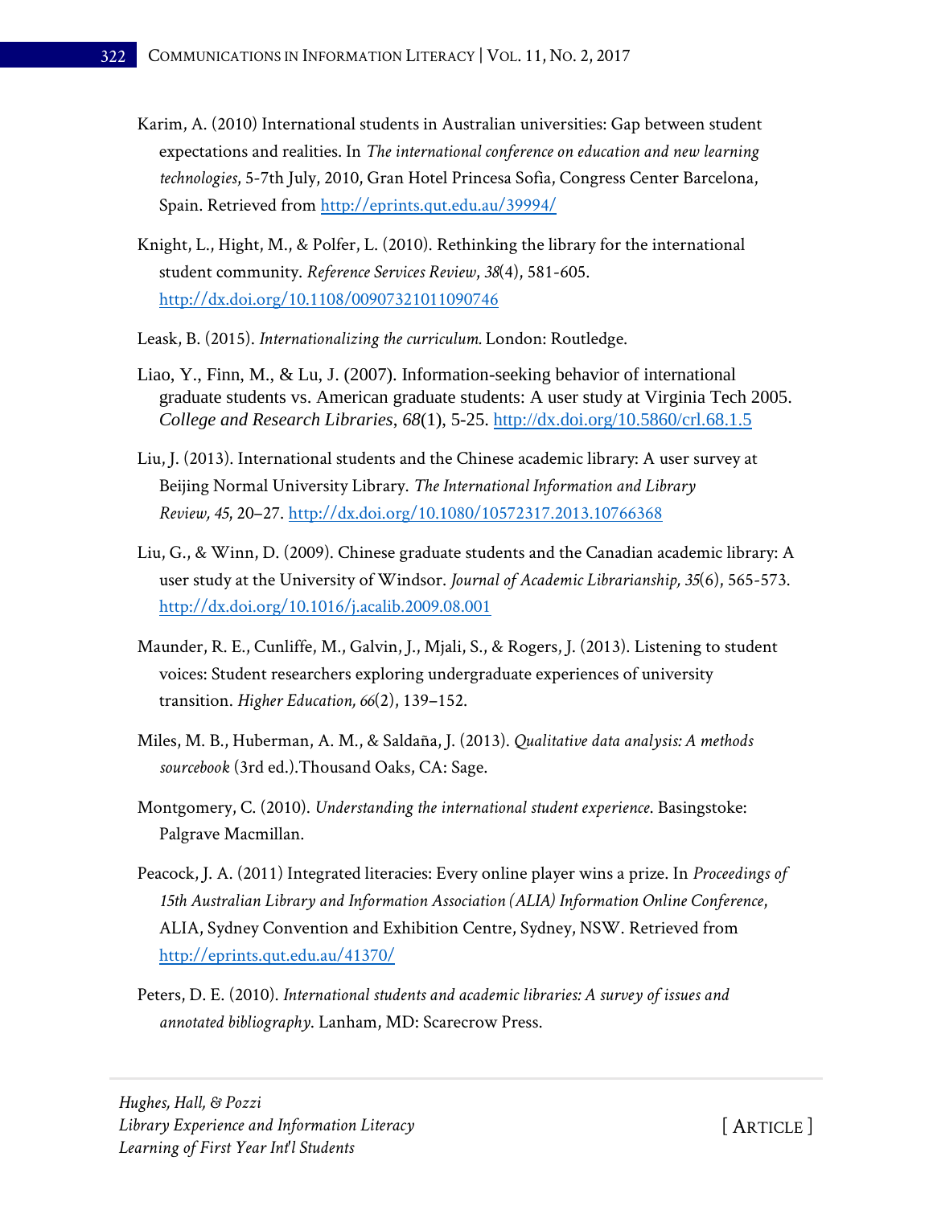Karim, A. (2010) International students in Australian universities: Gap between student expectations and realities. In *The international conference on education and new learning technologies*, 5-7th July, 2010, Gran Hotel Princesa Sofia, Congress Center Barcelona, Spain. Retrieved from http://eprints.qut.edu.au/39994/

Knight, L., Hight, M., & Polfer, L. (2010). Rethinking the library for the international student community. *Reference Services Review*, *38*(4), 581-605. http://dx.doi.org/10.1108/00907321011090746

Leask, B. (2015). *Internationalizing the curriculum.* London: Routledge.

Liao, Y., Finn, M., & Lu, J. (2007). Information-seeking behavior of international graduate students vs. American graduate students: A user study at Virginia Tech 2005. *College and Research Libraries*, *68*(1), 5-25. http://dx.doi.org/10.5860/crl.68.1.5

Liu, J. (2013). International students and the Chinese academic library: A user survey at Beijing Normal University Library. *The International Information and Library Review, 45*, 20–27. http://dx.doi.org/10.1080/10572317.2013.10766368

Liu, G., & Winn, D. (2009). Chinese graduate students and the Canadian academic library: A user study at the University of Windsor. *Journal of Academic Librarianship, 35*(6), 565-573. http://dx.doi.org/10.1016/j.acalib.2009.08.001

Maunder, R. E., Cunliffe, M., Galvin, J., Mjali, S., & Rogers, J. (2013). Listening to student voices: Student researchers exploring undergraduate experiences of university transition. *Higher Education, 66*(2), 139–152.

Miles, M. B., Huberman, A. M., & Saldaña, J. (2013). *Qualitative data analysis: A methods sourcebook* (3rd ed.).Thousand Oaks, CA: Sage.

Montgomery, C. (2010). *Understanding the international student experience*. Basingstoke: Palgrave Macmillan.

Peacock, J. A. (2011) Integrated literacies: Every online player wins a prize. In *Proceedings of 15th Australian Library and Information Association (ALIA) Information Online Conference*, ALIA, Sydney Convention and Exhibition Centre, Sydney, NSW. Retrieved from http://eprints.qut.edu.au/41370/

Peters, D. E. (2010). *International students and academic libraries: A survey of issues and annotated bibliography*. Lanham, MD: Scarecrow Press.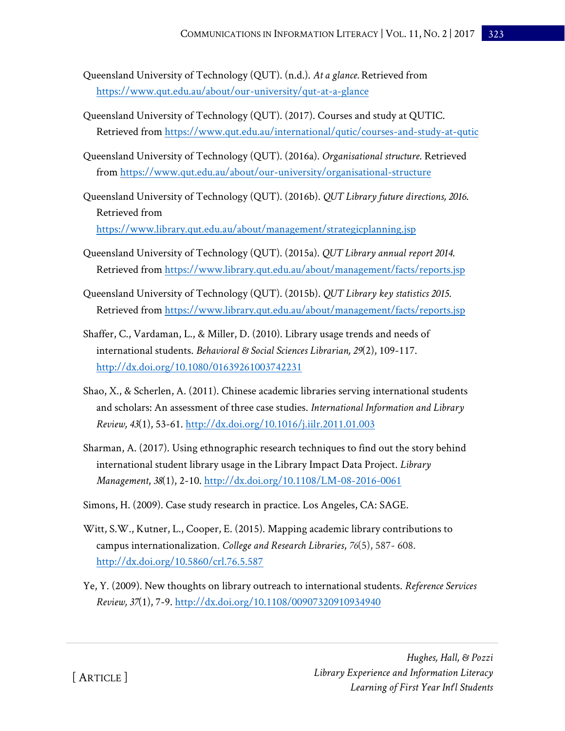Queensland University of Technology (QUT). (n.d.). *At a glance.* Retrieved from https://www.qut.edu.au/about/our-university/qut-at-a-glance

Queensland University of Technology (QUT). (2017). Courses and study at QUTIC. Retrieved from https://www.qut.edu.au/international/qutic/courses-and-study-at-qutic

Queensland University of Technology (QUT). (2016a). *Organisational structure*. Retrieved from https://www.qut.edu.au/about/our-university/organisational-structure

Queensland University of Technology (QUT). (2016b). *QUT Library future directions, 2016*. Retrieved from https://www.library.qut.edu.au/about/management/strategicplanning.jsp

Queensland University of Technology (QUT). (2015a). *QUT Library annual report 2014*. Retrieved from https://www.library.qut.edu.au/about/management/facts/reports.jsp

Queensland University of Technology (QUT). (2015b). *QUT Library key statistics 2015*. Retrieved from https://www.library.qut.edu.au/about/management/facts/reports.jsp

Shaffer, C., Vardaman, L., & Miller, D. (2010). Library usage trends and needs of international students. *Behavioral & Social Sciences Librarian, 29*(2), 109-117. http://dx.doi.org/10.1080/01639261003742231

Shao, X., & Scherlen, A. (2011). Chinese academic libraries serving international students and scholars: An assessment of three case studies. *International Information and Library Review, 43*(1), 53-61. http://dx.doi.org/10.1016/j.iilr.2011.01.003

Sharman, A. (2017). Using ethnographic research techniques to find out the story behind international student library usage in the Library Impact Data Project. *Library Management*, *38*(1), 2-10. http://dx.doi.org/10.1108/LM-08-2016-0061

Simons, H. (2009). Case study research in practice. Los Angeles, CA: SAGE.

Witt, S.W., Kutner, L., Cooper, E. (2015). Mapping academic library contributions to campus internationalization. *College and Research Libraries*, *76*(5), 587- 608. http://dx.doi.org/10.5860/crl.76.5.587

Ye, Y. (2009). New thoughts on library outreach to international students. *Reference Services Review, 37*(1), 7-9. http://dx.doi.org/10.1108/00907320910934940